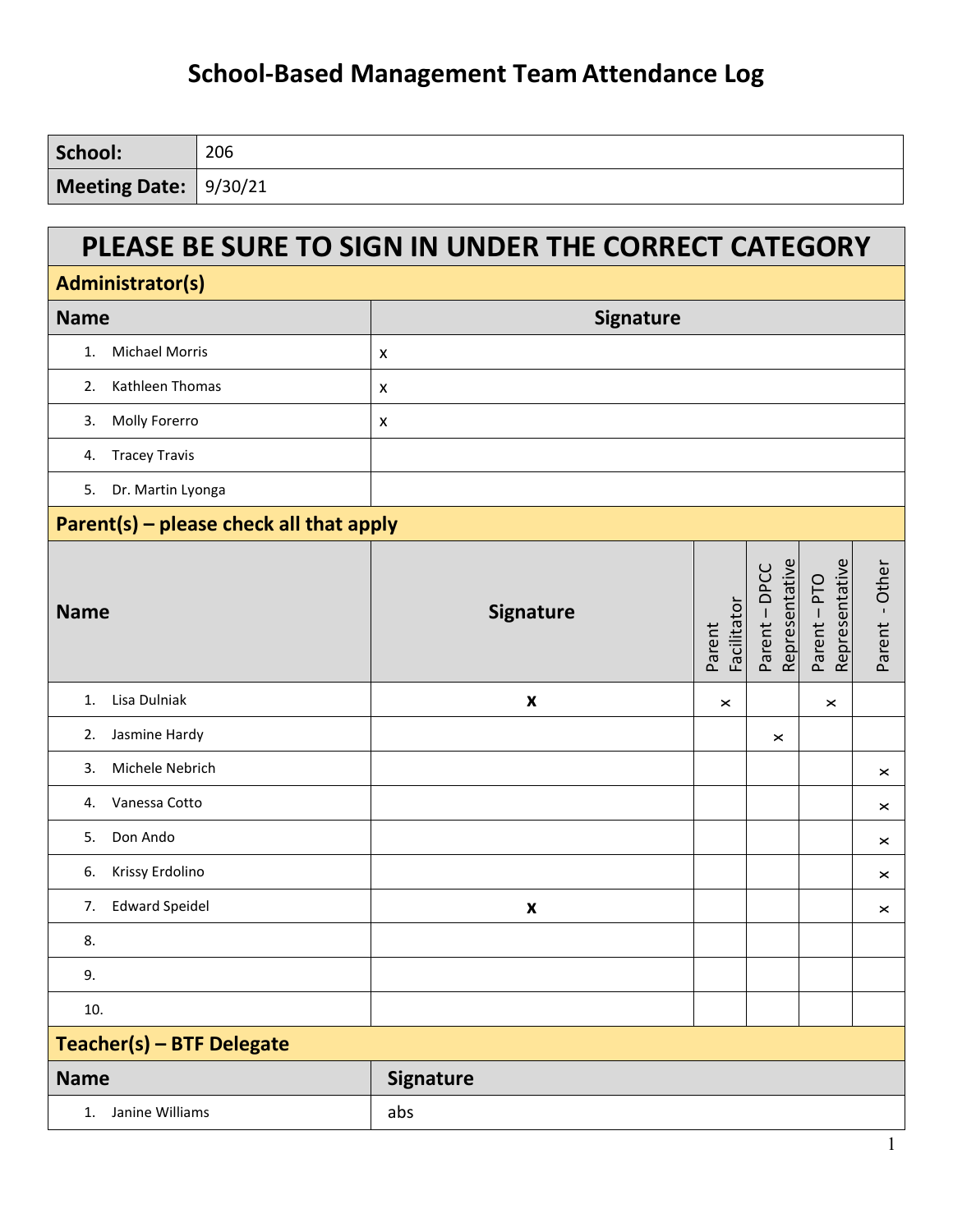# School-Based Management Team Attendance Log

| **School:** | 206 |
|---|---|
| **Meeting Date:** | 9/30/21 |

## PLEASE BE SURE TO SIGN IN UNDER THE CORRECT CATEGORY

### Administrator(s)

| Name | Signature |
|---|---|
| 1. Michael Morris | x |
| 2. Kathleen Thomas | x |
| 3. Molly Forerro | x |
| 4. Tracey Travis | |
| 5. Dr. Martin Lyonga | |

### Parent(s) – please check all that apply

| Name | Signature | Parent Facilitator | Parent – DPCC Representative | Parent – PTO Representative | Parent - Other |
|---|---|---|---|---|---|
| 1. Lisa Dulniak | x | x | | x | |
| 2. Jasmine Hardy | | | x | | |
| 3. Michele Nebrich | | | | | x |
| 4. Vanessa Cotto | | | | | x |
| 5. Don Ando | | | | | x |
| 6. Krissy Erdolino | | | | | x |
| 7. Edward Speidel | x | | | | x |
| 8. | | | | | |
| 9. | | | | | |
| 10. | | | | | |

### Teacher(s) – BTF Delegate

| Name | Signature |
|---|---|
| 1. Janine Williams | abs |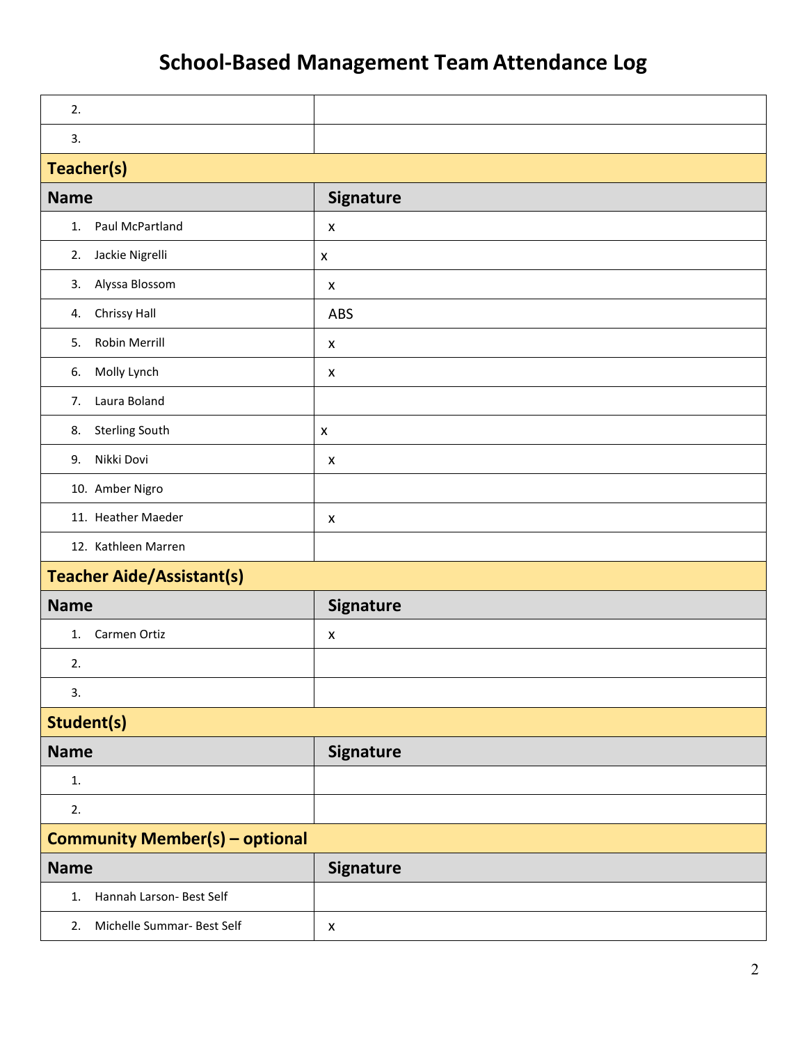# School-Based Management Team Attendance Log

| | |
|---|---|
| 2. | |
| 3. | |
| **Teacher(s)** | |
| **Name** | **Signature** |
| 1. Paul McPartland | x |
| 2. Jackie Nigrelli | x |
| 3. Alyssa Blossom | x |
| 4. Chrissy Hall | ABS |
| 5. Robin Merrill | x |
| 6. Molly Lynch | x |
| 7. Laura Boland | |
| 8. Sterling South | x |
| 9. Nikki Dovi | x |
| 10. Amber Nigro | |
| 11. Heather Maeder | x |
| 12. Kathleen Marren | |
| **Teacher Aide/Assistant(s)** | |
| **Name** | **Signature** |
| 1. Carmen Ortiz | x |
| 2. | |
| 3. | |
| **Student(s)** | |
| **Name** | **Signature** |
| 1. | |
| 2. | |
| **Community Member(s) – optional** | |
| **Name** | **Signature** |
| 1. Hannah Larson- Best Self | |
| 2. Michelle Summar- Best Self | x |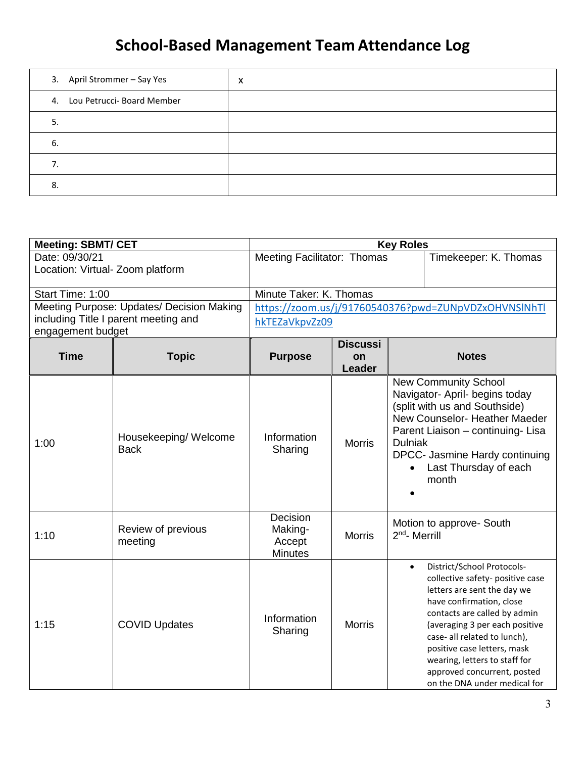# School-Based Management Team Attendance Log

| | |
|---|---|
| 3. April Strommer – Say Yes | x |
| 4. Lou Petrucci- Board Member | |
| 5. | |
| 6. | |
| 7. | |
| 8. | |

| Meeting: SBMT/ CET | | Key Roles | | |
|---|---|---|---|---|
| Date: 09/30/21<br>Location: Virtual- Zoom platform | | Meeting Facilitator: Thomas | | Timekeeper: K. Thomas |
| Start Time: 1:00 | | Minute Taker: K. Thomas | | |
| Meeting Purpose: Updates/ Decision Making including Title I parent meeting and engagement budget | | https://zoom.us/j/91760540376?pwd=ZUNpVDZxOHVNSlNhTlhkTEZaVkpvZz09 | | |
| **Time** | **Topic** | **Purpose** | **Discussion Leader** | **Notes** |
| 1:00 | Housekeeping/ Welcome Back | Information Sharing | Morris | New Community School Navigator- April- begins today (split with us and Southside)<br>New Counselor- Heather Maeder<br>Parent Liaison – continuing- Lisa Dulniak<br>DPCC- Jasmine Hardy continuing<br>• Last Thursday of each month<br>• |
| 1:10 | Review of previous meeting | Decision Making- Accept Minutes | Morris | Motion to approve- South<br>2nd- Merrill |
| 1:15 | COVID Updates | Information Sharing | Morris | • District/School Protocols- collective safety- positive case letters are sent the day we have confirmation, close contacts are called by admin (averaging 3 per each positive case- all related to lunch), positive case letters, mask wearing, letters to staff for approved concurrent, posted on the DNA under medical for |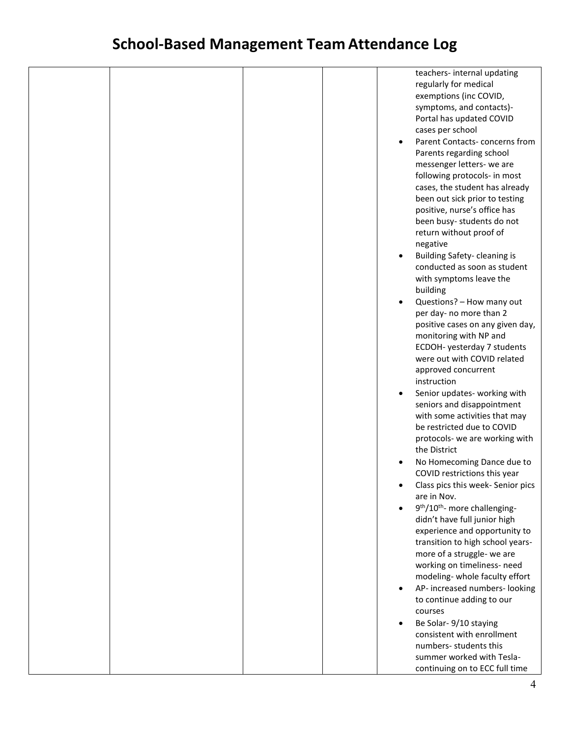# School-Based Management Team Attendance Log

| | | | | |
|---|---|---|---|---|
| | | | | teachers- internal updating regularly for medical exemptions (inc COVID, symptoms, and contacts)- Portal has updated COVID cases per school<br>• Parent Contacts- concerns from Parents regarding school messenger letters- we are following protocols- in most cases, the student has already been out sick prior to testing positive, nurse's office has been busy- students do not return without proof of negative<br>• Building Safety- cleaning is conducted as soon as student with symptoms leave the building<br>• Questions? – How many out per day- no more than 2 positive cases on any given day, monitoring with NP and ECDOH- yesterday 7 students were out with COVID related approved concurrent instruction<br>• Senior updates- working with seniors and disappointment with some activities that may be restricted due to COVID protocols- we are working with the District<br>• No Homecoming Dance due to COVID restrictions this year<br>• Class pics this week- Senior pics are in Nov.<br>• 9th/10th- more challenging- didn't have full junior high experience and opportunity to transition to high school years- more of a struggle- we are working on timeliness- need modeling- whole faculty effort<br>• AP- increased numbers- looking to continue adding to our courses<br>• Be Solar- 9/10 staying consistent with enrollment numbers- students this summer worked with Tesla- continuing on to ECC full time |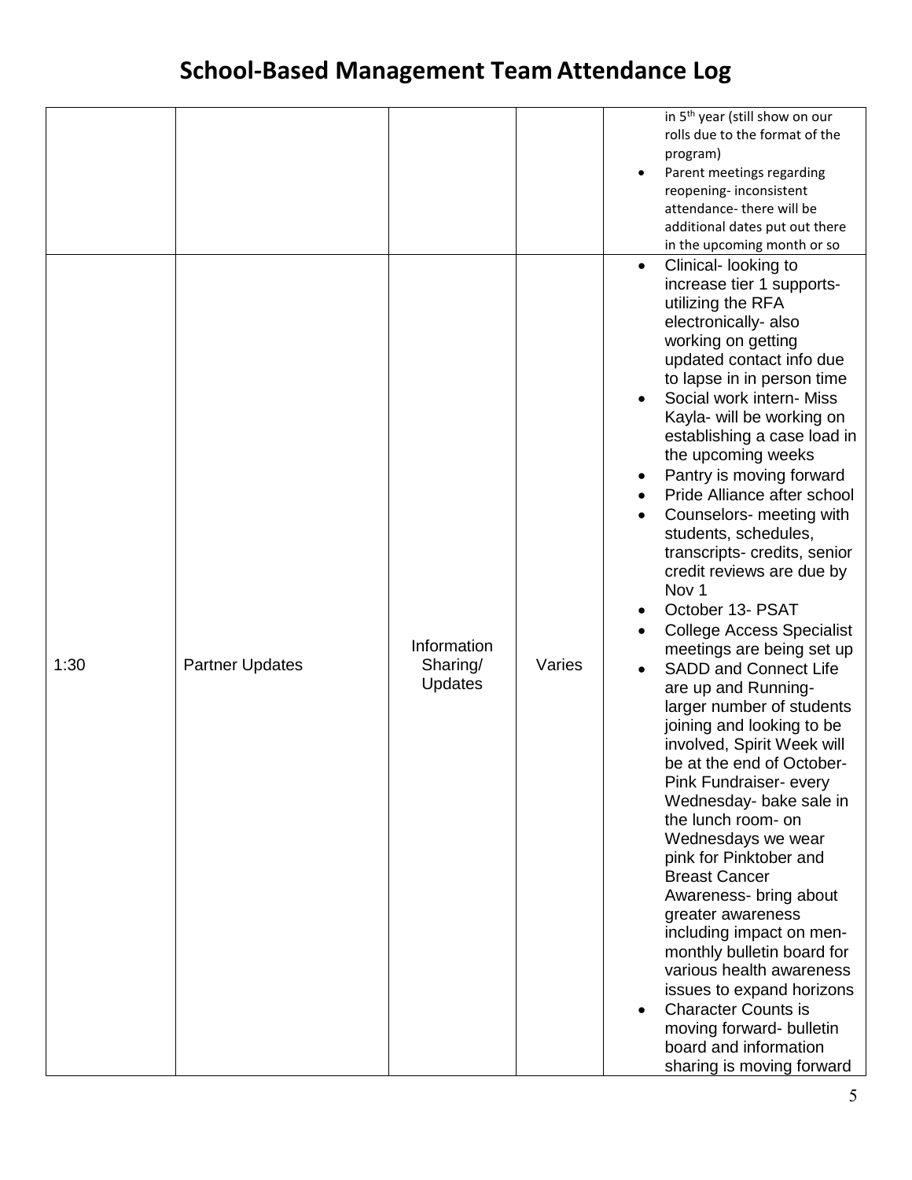# School-Based Management Team Attendance Log

| | | | | |
|---|---|---|---|---|
| | | | | in 5th year (still show on our rolls due to the format of the program)<br>• Parent meetings regarding reopening- inconsistent attendance- there will be additional dates put out there in the upcoming month or so |
| 1:30 | Partner Updates | Information Sharing/ Updates | Varies | • Clinical- looking to increase tier 1 supports- utilizing the RFA electronically- also working on getting updated contact info due to lapse in in person time<br>• Social work intern- Miss Kayla- will be working on establishing a case load in the upcoming weeks<br>• Pantry is moving forward<br>• Pride Alliance after school<br>• Counselors- meeting with students, schedules, transcripts- credits, senior credit reviews are due by Nov 1<br>• October 13- PSAT<br>• College Access Specialist meetings are being set up<br>• SADD and Connect Life are up and Running- larger number of students joining and looking to be involved, Spirit Week will be at the end of October- Pink Fundraiser- every Wednesday- bake sale in the lunch room- on Wednesdays we wear pink for Pinktober and Breast Cancer Awareness- bring about greater awareness including impact on men- monthly bulletin board for various health awareness issues to expand horizons<br>• Character Counts is moving forward- bulletin board and information sharing is moving forward |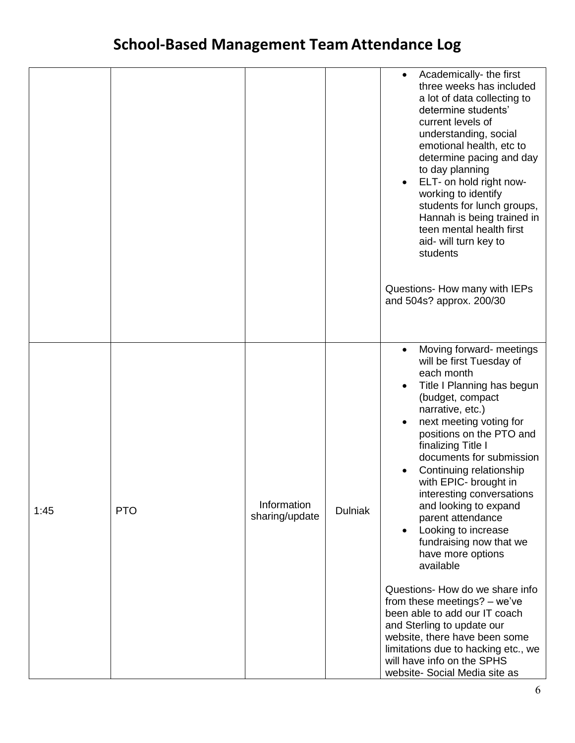# School-Based Management Team Attendance Log

| | | | | |
|---|---|---|---|---|
| | | | | <ul><li>Academically- the first three weeks has included a lot of data collecting to determine students' current levels of understanding, social emotional health, etc to determine pacing and day to day planning</li><li>ELT- on hold right now- working to identify students for lunch groups, Hannah is being trained in teen mental health first aid- will turn key to students</li></ul><br>Questions- How many with IEPs and 504s? approx. 200/30 |
| 1:45 | PTO | Information sharing/update | Dulniak | <ul><li>Moving forward- meetings will be first Tuesday of each month</li><li>Title I Planning has begun (budget, compact narrative, etc.)</li><li>next meeting voting for positions on the PTO and finalizing Title I documents for submission</li><li>Continuing relationship with EPIC- brought in interesting conversations and looking to expand parent attendance</li><li>Looking to increase fundraising now that we have more options available</li></ul><br>Questions- How do we share info from these meetings? – we've been able to add our IT coach and Sterling to update our website, there have been some limitations due to hacking etc., we will have info on the SPHS website- Social Media site as |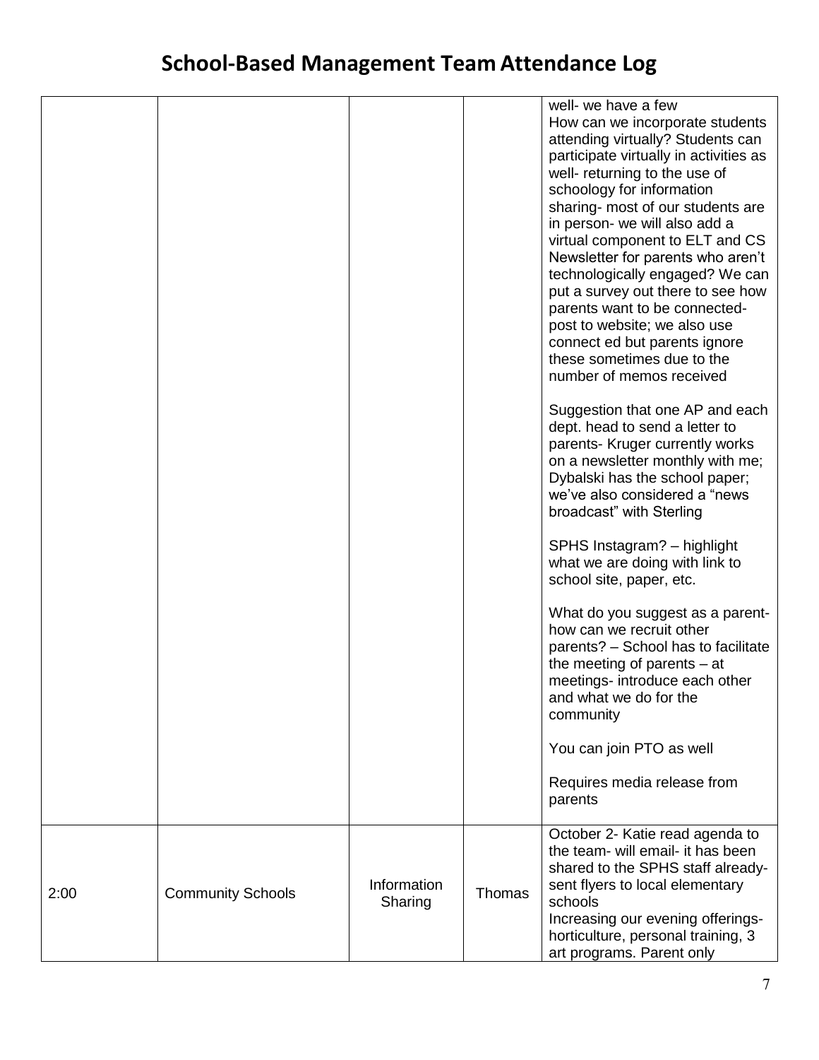# School-Based Management Team Attendance Log

| | | | | |
|---|---|---|---|---|
| | | | | well- we have a few<br>How can we incorporate students attending virtually? Students can participate virtually in activities as well- returning to the use of schoology for information sharing- most of our students are in person- we will also add a virtual component to ELT and CS<br>Newsletter for parents who aren't technologically engaged? We can put a survey out there to see how parents want to be connected- post to website; we also use connect ed but parents ignore these sometimes due to the number of memos received<br><br>Suggestion that one AP and each dept. head to send a letter to parents- Kruger currently works on a newsletter monthly with me; Dybalski has the school paper; we've also considered a "news broadcast" with Sterling<br><br>SPHS Instagram? – highlight what we are doing with link to school site, paper, etc.<br><br>What do you suggest as a parent- how can we recruit other parents? – School has to facilitate the meeting of parents – at meetings- introduce each other and what we do for the community<br><br>You can join PTO as well<br><br>Requires media release from parents |
| 2:00 | Community Schools | Information Sharing | Thomas | October 2- Katie read agenda to the team- will email- it has been shared to the SPHS staff already- sent flyers to local elementary schools<br>Increasing our evening offerings- horticulture, personal training, 3 art programs. Parent only |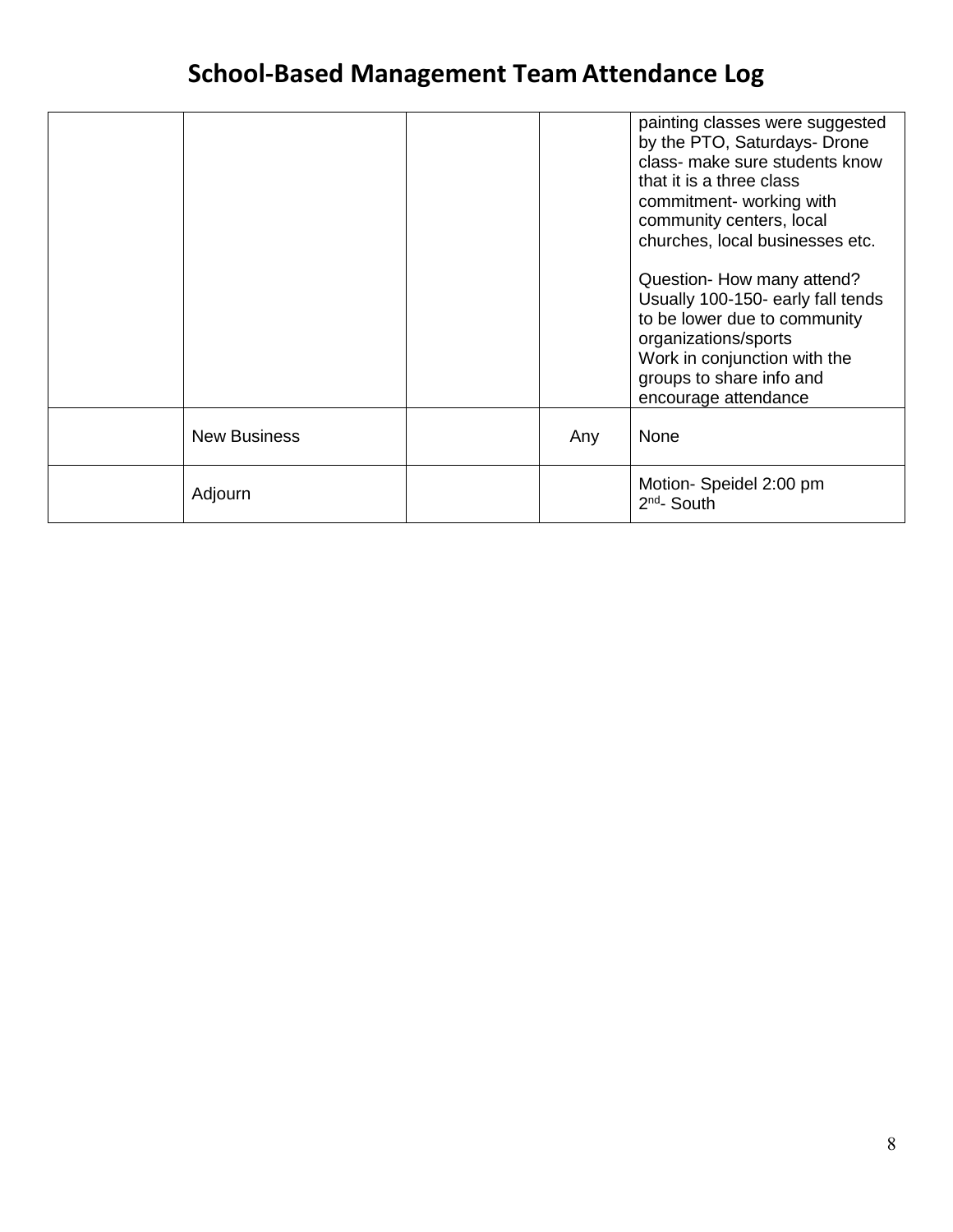# School-Based Management Team Attendance Log

| | | | | |
|---|---|---|---|---|
| | | | | painting classes were suggested by the PTO, Saturdays- Drone class- make sure students know that it is a three class commitment- working with community centers, local churches, local businesses etc.<br><br>Question- How many attend? Usually 100-150- early fall tends to be lower due to community organizations/sports<br>Work in conjunction with the groups to share info and encourage attendance |
| | New Business | | Any | None |
| | Adjourn | | | Motion- Speidel 2:00 pm<br>2nd- South |